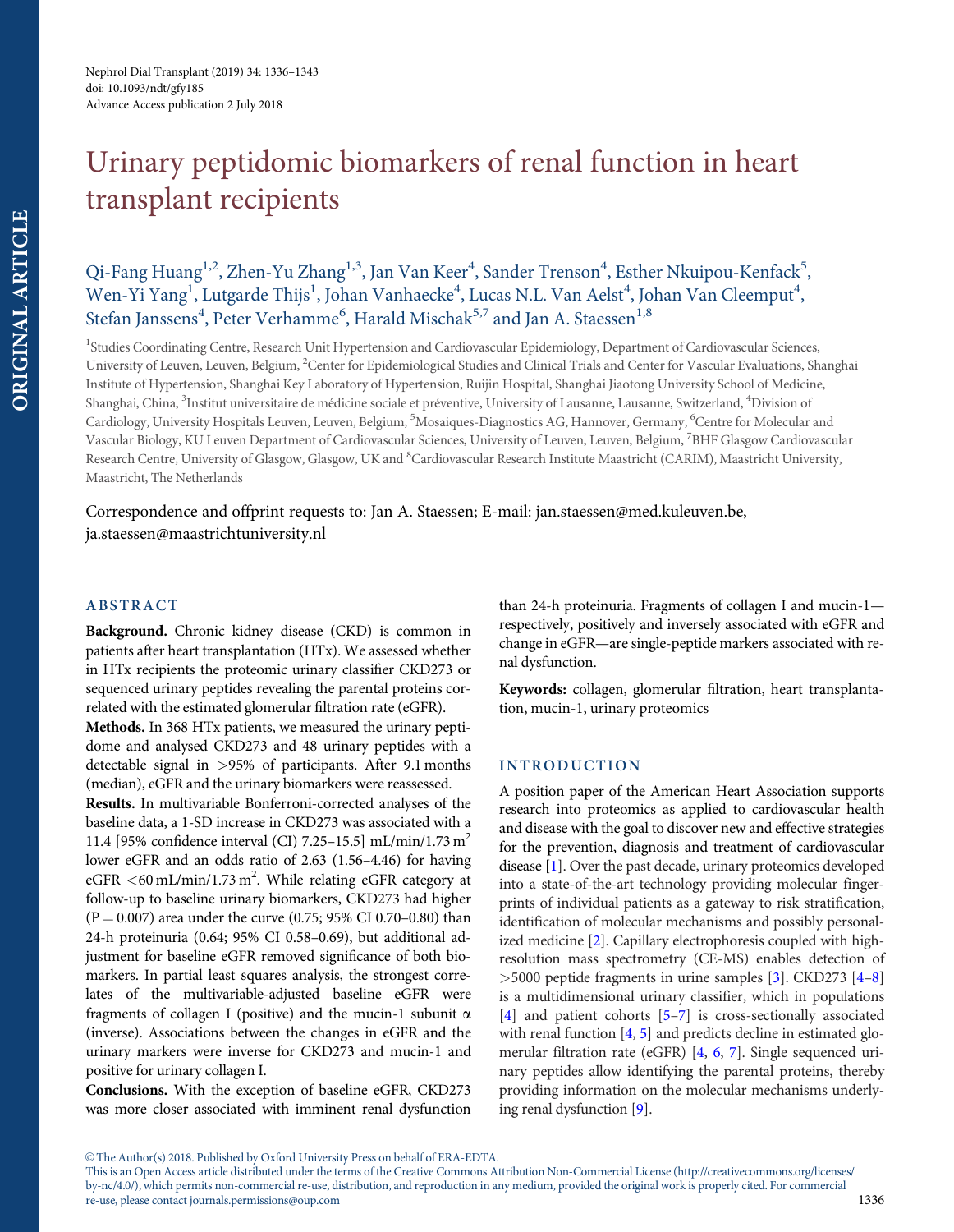# Urinary peptidomic biomarkers of renal function in heart transplant recipients

Qi-Fang Huang[1,2], Zhen-Yu Zhang[1,3], Jan Van Keer[4], Sander Trenson[4], Esther Nkuipou-Kenfack[5], Wen-Yi Yang[1], Lutgarde Thijs[1], Johan Vanhaecke[4], Lucas N.L. Van Aelst[4], Johan Van Cleemput[4], Stefan Janssens[4], Peter Verhamme[6], Harald Mischak[5,7] and Jan A. Staessen[1,8]

[1]Studies Coordinating Centre, Research Unit Hypertension and Cardiovascular Epidemiology, Department of Cardiovascular Sciences, University of Leuven, Leuven, Belgium, [2]Center for Epidemiological Studies and Clinical Trials and Center for Vascular Evaluations, Shanghai Institute of Hypertension, Shanghai Key Laboratory of Hypertension, Ruijin Hospital, Shanghai Jiaotong University School of Medicine, Shanghai, China, [3]Institut universitaire de médicine sociale et préventive, University of Lausanne, Lausanne, Switzerland, [4]Division of Cardiology, University Hospitals Leuven, Leuven, Belgium, [5]Mosaiques-Diagnostics AG, Hannover, Germany, [6]Centre for Molecular and Vascular Biology, KU Leuven Department of Cardiovascular Sciences, University of Leuven, Leuven, Belgium, [7]BHF Glasgow Cardiovascular Research Centre, University of Glasgow, Glasgow, UK and [8]Cardiovascular Research Institute Maastricht (CARIM), Maastricht University, Maastricht, The Netherlands

Correspondence and offprint requests to: Jan A. Staessen; E-mail: jan.staessen@med.kuleuven.be, ja.staessen@maastrichtuniversity.nl

## ABSTRACT

**Background.** Chronic kidney disease (CKD) is common in patients after heart transplantation (HTx). We assessed whether in HTx recipients the proteomic urinary classifier CKD273 or sequenced urinary peptides revealing the parental proteins correlated with the estimated glomerular filtration rate (eGFR).

**Methods.** In 368 HTx patients, we measured the urinary peptidome and analysed CKD273 and 48 urinary peptides with a detectable signal in >95% of participants. After 9.1 months (median), eGFR and the urinary biomarkers were reassessed.

**Results.** In multivariable Bonferroni-corrected analyses of the baseline data, a 1-SD increase in CKD273 was associated with a 11.4 [95% confidence interval (CI) 7.25–15.5] mL/min/1.73 m$^2$ lower eGFR and an odds ratio of 2.63 (1.56–4.46) for having eGFR <60 mL/min/1.73 m$^2$. While relating eGFR category at follow-up to baseline urinary biomarkers, CKD273 had higher (P = 0.007) area under the curve (0.75; 95% CI 0.70–0.80) than 24-h proteinuria (0.64; 95% CI 0.58–0.69), but additional adjustment for baseline eGFR removed significance of both biomarkers. In partial least squares analysis, the strongest correlates of the multivariable-adjusted baseline eGFR were fragments of collagen I (positive) and the mucin-1 subunit α (inverse). Associations between the changes in eGFR and the urinary markers were inverse for CKD273 and mucin-1 and positive for urinary collagen I.

**Conclusions.** With the exception of baseline eGFR, CKD273 was more closer associated with imminent renal dysfunction than 24-h proteinuria. Fragments of collagen I and mucin-1—respectively, positively and inversely associated with eGFR and change in eGFR—are single-peptide markers associated with renal dysfunction.

**Keywords:** collagen, glomerular filtration, heart transplantation, mucin-1, urinary proteomics

## INTRODUCTION

A position paper of the American Heart Association supports research into proteomics as applied to cardiovascular health and disease with the goal to discover new and effective strategies for the prevention, diagnosis and treatment of cardiovascular disease [1]. Over the past decade, urinary proteomics developed into a state-of-the-art technology providing molecular fingerprints of individual patients as a gateway to risk stratification, identification of molecular mechanisms and possibly personalized medicine [2]. Capillary electrophoresis coupled with high-resolution mass spectrometry (CE-MS) enables detection of >5000 peptide fragments in urine samples [3]. CKD273 [4–8] is a multidimensional urinary classifier, which in populations [4] and patient cohorts [5–7] is cross-sectionally associated with renal function [4, 5] and predicts decline in estimated glomerular filtration rate (eGFR) [4, 6, 7]. Single sequenced urinary peptides allow identifying the parental proteins, thereby providing information on the molecular mechanisms underlying renal dysfunction [9].

© The Author(s) 2018. Published by Oxford University Press on behalf of ERA-EDTA.
This is an Open Access article distributed under the terms of the Creative Commons Attribution Non-Commercial License (http://creativecommons.org/licenses/by-nc/4.0/), which permits non-commercial re-use, distribution, and reproduction in any medium, provided the original work is properly cited. For commercial re-use, please contact journals.permissions@oup.com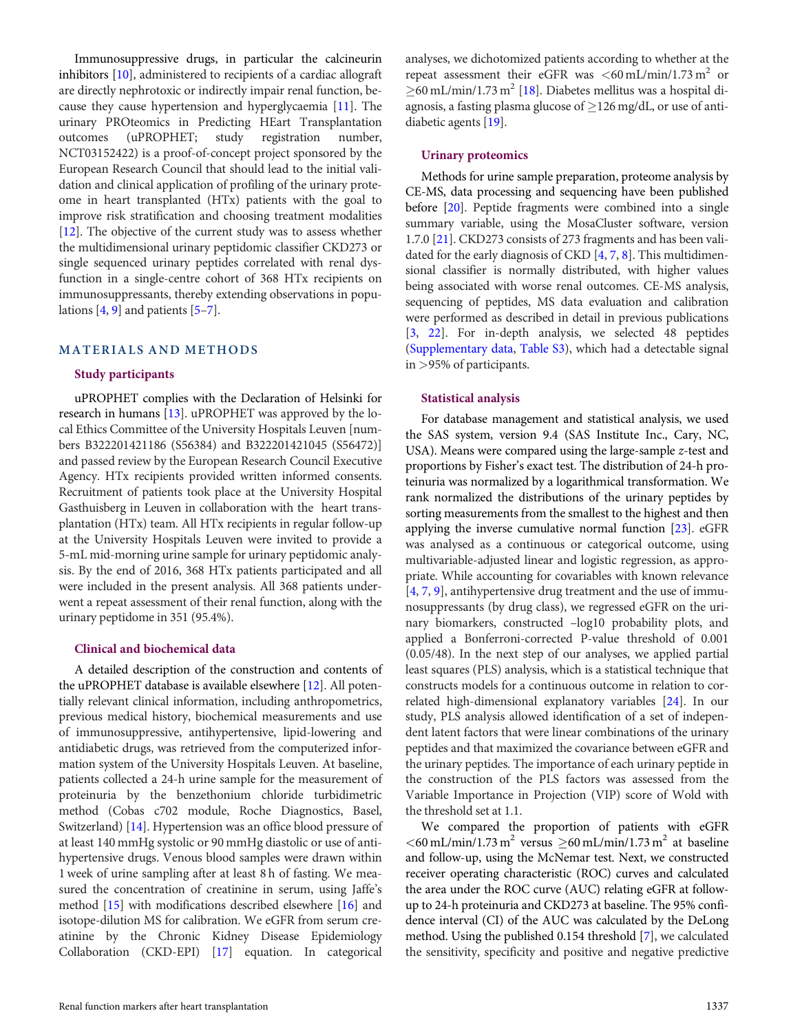Immunosuppressive drugs, in particular the calcineurin inhibitors [10], administered to recipients of a cardiac allograft are directly nephrotoxic or indirectly impair renal function, because they cause hypertension and hyperglycaemia [11]. The urinary PROteomics in Predicting HEart Transplantation outcomes (uPROPHET; study registration number, NCT03152422) is a proof-of-concept project sponsored by the European Research Council that should lead to the initial validation and clinical application of profiling of the urinary proteome in heart transplanted (HTx) patients with the goal to improve risk stratification and choosing treatment modalities [12]. The objective of the current study was to assess whether the multidimensional urinary peptidomic classifier CKD273 or single sequenced urinary peptides correlated with renal dysfunction in a single-centre cohort of 368 HTx recipients on immunosuppressants, thereby extending observations in populations [4, 9] and patients [5–7].

## MATERIALS AND METHODS

### Study participants

uPROPHET complies with the Declaration of Helsinki for research in humans [13]. uPROPHET was approved by the local Ethics Committee of the University Hospitals Leuven [numbers B322201421186 (S56384) and B322201421045 (S56472)] and passed review by the European Research Council Executive Agency. HTx recipients provided written informed consents. Recruitment of patients took place at the University Hospital Gasthuisberg in Leuven in collaboration with the heart transplantation (HTx) team. All HTx recipients in regular follow-up at the University Hospitals Leuven were invited to provide a 5-mL mid-morning urine sample for urinary peptidomic analysis. By the end of 2016, 368 HTx patients participated and all were included in the present analysis. All 368 patients underwent a repeat assessment of their renal function, along with the urinary peptidome in 351 (95.4%).

### Clinical and biochemical data

A detailed description of the construction and contents of the uPROPHET database is available elsewhere [12]. All potentially relevant clinical information, including anthropometrics, previous medical history, biochemical measurements and use of immunosuppressive, antihypertensive, lipid-lowering and antidiabetic drugs, was retrieved from the computerized information system of the University Hospitals Leuven. At baseline, patients collected a 24-h urine sample for the measurement of proteinuria by the benzethonium chloride turbidimetric method (Cobas c702 module, Roche Diagnostics, Basel, Switzerland) [14]. Hypertension was an office blood pressure of at least 140 mmHg systolic or 90 mmHg diastolic or use of antihypertensive drugs. Venous blood samples were drawn within 1 week of urine sampling after at least 8 h of fasting. We measured the concentration of creatinine in serum, using Jaffe's method [15] with modifications described elsewhere [16] and isotope-dilution MS for calibration. We eGFR from serum creatinine by the Chronic Kidney Disease Epidemiology Collaboration (CKD-EPI) [17] equation. In categorical analyses, we dichotomized patients according to whether at the repeat assessment their eGFR was $<60$ mL/min/1.73 m$^2$ or $\geq60$ mL/min/1.73 m$^2$ [18]. Diabetes mellitus was a hospital diagnosis, a fasting plasma glucose of $\geq$126 mg/dL, or use of antidiabetic agents [19].

### Urinary proteomics

Methods for urine sample preparation, proteome analysis by CE-MS, data processing and sequencing have been published before [20]. Peptide fragments were combined into a single summary variable, using the MosaCluster software, version 1.7.0 [21]. CKD273 consists of 273 fragments and has been validated for the early diagnosis of CKD [4, 7, 8]. This multidimensional classifier is normally distributed, with higher values being associated with worse renal outcomes. CE-MS analysis, sequencing of peptides, MS data evaluation and calibration were performed as described in detail in previous publications [3, 22]. For in-depth analysis, we selected 48 peptides (Supplementary data, Table S3), which had a detectable signal in $>$95% of participants.

### Statistical analysis

For database management and statistical analysis, we used the SAS system, version 9.4 (SAS Institute Inc., Cary, NC, USA). Means were compared using the large-sample $z$-test and proportions by Fisher's exact test. The distribution of 24-h proteinuria was normalized by a logarithmical transformation. We rank normalized the distributions of the urinary peptides by sorting measurements from the smallest to the highest and then applying the inverse cumulative normal function [23]. eGFR was analysed as a continuous or categorical outcome, using multivariable-adjusted linear and logistic regression, as appropriate. While accounting for covariables with known relevance [4, 7, 9], antihypertensive drug treatment and the use of immunosuppressants (by drug class), we regressed eGFR on the urinary biomarkers, constructed –log10 probability plots, and applied a Bonferroni-corrected P-value threshold of 0.001 (0.05/48). In the next step of our analyses, we applied partial least squares (PLS) analysis, which is a statistical technique that constructs models for a continuous outcome in relation to correlated high-dimensional explanatory variables [24]. In our study, PLS analysis allowed identification of a set of independent latent factors that were linear combinations of the urinary peptides and that maximized the covariance between eGFR and the urinary peptides. The importance of each urinary peptide in the construction of the PLS factors was assessed from the Variable Importance in Projection (VIP) score of Wold with the threshold set at 1.1.

We compared the proportion of patients with eGFR $<60$ mL/min/1.73 m$^2$ versus $\geq60$ mL/min/1.73 m$^2$ at baseline and follow-up, using the McNemar test. Next, we constructed receiver operating characteristic (ROC) curves and calculated the area under the ROC curve (AUC) relating eGFR at follow-up to 24-h proteinuria and CKD273 at baseline. The 95% confidence interval (CI) of the AUC was calculated by the DeLong method. Using the published 0.154 threshold [7], we calculated the sensitivity, specificity and positive and negative predictive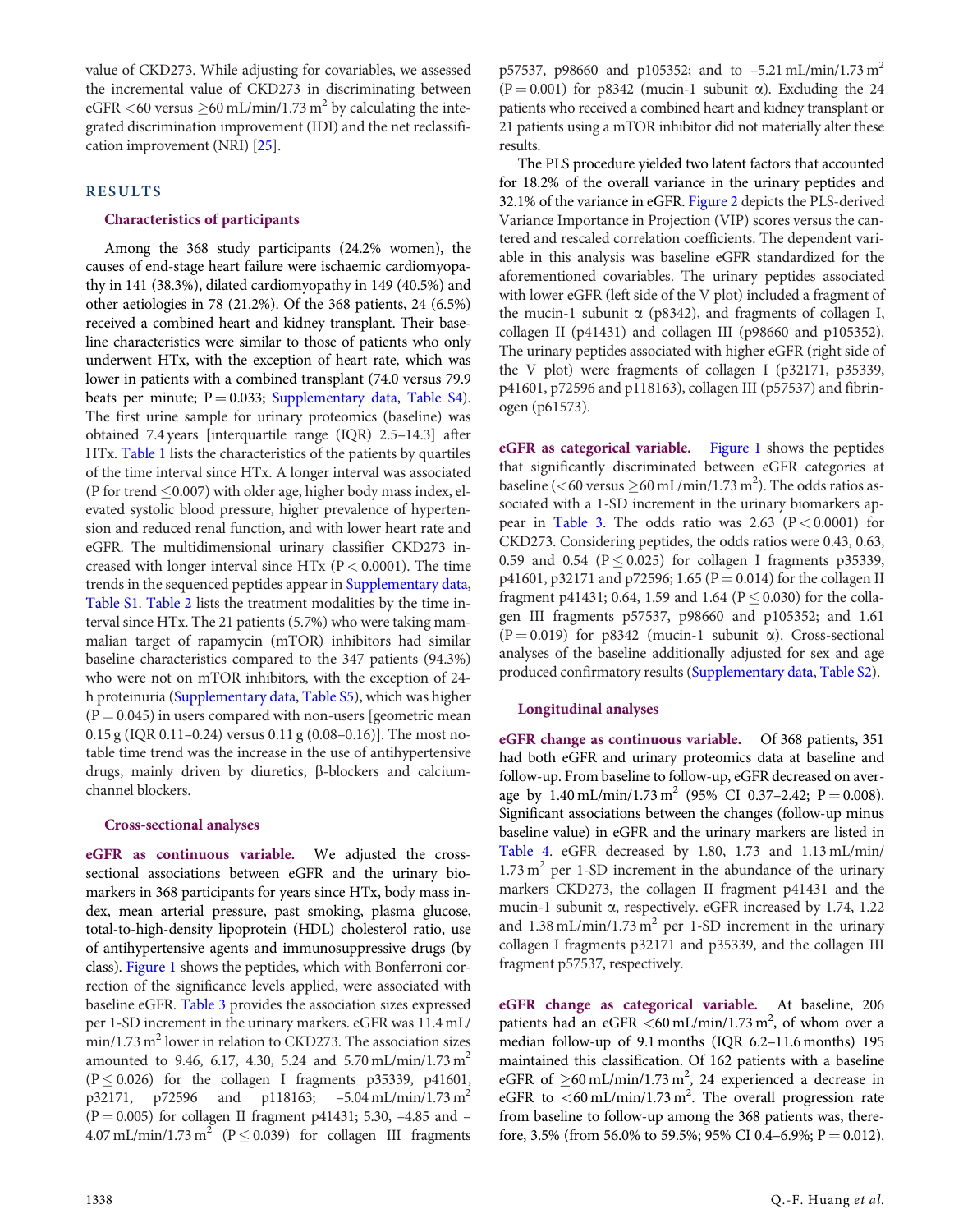value of CKD273. While adjusting for covariables, we assessed the incremental value of CKD273 in discriminating between eGFR <60 versus ≥60 mL/min/1.73 m$^2$ by calculating the integrated discrimination improvement (IDI) and the net reclassification improvement (NRI) [25].

## RESULTS

### Characteristics of participants

Among the 368 study participants (24.2% women), the causes of end-stage heart failure were ischaemic cardiomyopathy in 141 (38.3%), dilated cardiomyopathy in 149 (40.5%) and other aetiologies in 78 (21.2%). Of the 368 patients, 24 (6.5%) received a combined heart and kidney transplant. Their baseline characteristics were similar to those of patients who only underwent HTx, with the exception of heart rate, which was lower in patients with a combined transplant (74.0 versus 79.9 beats per minute; P = 0.033; Supplementary data, Table S4). The first urine sample for urinary proteomics (baseline) was obtained 7.4 years [interquartile range (IQR) 2.5–14.3] after HTx. Table 1 lists the characteristics of the patients by quartiles of the time interval since HTx. A longer interval was associated (P for trend ≤0.007) with older age, higher body mass index, elevated systolic blood pressure, higher prevalence of hypertension and reduced renal function, and with lower heart rate and eGFR. The multidimensional urinary classifier CKD273 increased with longer interval since HTx (P < 0.0001). The time trends in the sequenced peptides appear in Supplementary data, Table S1. Table 2 lists the treatment modalities by the time interval since HTx. The 21 patients (5.7%) who were taking mammalian target of rapamycin (mTOR) inhibitors had similar baseline characteristics compared to the 347 patients (94.3%) who were not on mTOR inhibitors, with the exception of 24-h proteinuria (Supplementary data, Table S5), which was higher (P = 0.045) in users compared with non-users [geometric mean 0.15 g (IQR 0.11–0.24) versus 0.11 g (0.08–0.16)]. The most notable time trend was the increase in the use of antihypertensive drugs, mainly driven by diuretics, β-blockers and calcium-channel blockers.

### Cross-sectional analyses

**eGFR as continuous variable.** We adjusted the cross-sectional associations between eGFR and the urinary biomarkers in 368 participants for years since HTx, body mass index, mean arterial pressure, past smoking, plasma glucose, total-to-high-density lipoprotein (HDL) cholesterol ratio, use of antihypertensive agents and immunosuppressive drugs (by class). Figure 1 shows the peptides, which with Bonferroni correction of the significance levels applied, were associated with baseline eGFR. Table 3 provides the association sizes expressed per 1-SD increment in the urinary markers. eGFR was 11.4 mL/min/1.73 m$^2$ lower in relation to CKD273. The association sizes amounted to 9.46, 6.17, 4.30, 5.24 and 5.70 mL/min/1.73 m$^2$ (P ≤ 0.026) for the collagen I fragments p35339, p41601, p32171, p72596 and p118163; –5.04 mL/min/1.73 m$^2$ (P = 0.005) for collagen II fragment p41431; 5.30, –4.85 and –4.07 mL/min/1.73 m$^2$ (P ≤ 0.039) for collagen III fragments p57537, p98660 and p105352; and to –5.21 mL/min/1.73 m$^2$ (P = 0.001) for p8342 (mucin-1 subunit α). Excluding the 24 patients who received a combined heart and kidney transplant or 21 patients using a mTOR inhibitor did not materially alter these results.

The PLS procedure yielded two latent factors that accounted for 18.2% of the overall variance in the urinary peptides and 32.1% of the variance in eGFR. Figure 2 depicts the PLS-derived Variance Importance in Projection (VIP) scores versus the centered and rescaled correlation coefficients. The dependent variable in this analysis was baseline eGFR standardized for the aforementioned covariables. The urinary peptides associated with lower eGFR (left side of the V plot) included a fragment of the mucin-1 subunit α (p8342), and fragments of collagen I, collagen II (p41431) and collagen III (p98660 and p105352). The urinary peptides associated with higher eGFR (right side of the V plot) were fragments of collagen I (p32171, p35339, p41601, p72596 and p118163), collagen III (p57537) and fibrinogen (p61573).

**eGFR as categorical variable.** Figure 1 shows the peptides that significantly discriminated between eGFR categories at baseline (<60 versus ≥60 mL/min/1.73 m$^2$). The odds ratios associated with a 1-SD increment in the urinary biomarkers appear in Table 3. The odds ratio was 2.63 (P < 0.0001) for CKD273. Considering peptides, the odds ratios were 0.43, 0.63, 0.59 and 0.54 (P ≤ 0.025) for collagen I fragments p35339, p41601, p32171 and p72596; 1.65 (P = 0.014) for the collagen II fragment p41431; 0.64, 1.59 and 1.64 (P ≤ 0.030) for the collagen III fragments p57537, p98660 and p105352; and 1.61 (P = 0.019) for p8342 (mucin-1 subunit α). Cross-sectional analyses of the baseline additionally adjusted for sex and age produced confirmatory results (Supplementary data, Table S2).

### Longitudinal analyses

**eGFR change as continuous variable.** Of 368 patients, 351 had both eGFR and urinary proteomics data at baseline and follow-up. From baseline to follow-up, eGFR decreased on average by 1.40 mL/min/1.73 m$^2$ (95% CI 0.37–2.42; P = 0.008). Significant associations between the changes (follow-up minus baseline value) in eGFR and the urinary markers are listed in Table 4. eGFR decreased by 1.80, 1.73 and 1.13 mL/min/1.73 m$^2$ per 1-SD increment in the abundance of the urinary markers CKD273, the collagen II fragment p41431 and the mucin-1 subunit α, respectively. eGFR increased by 1.74, 1.22 and 1.38 mL/min/1.73 m$^2$ per 1-SD increment in the urinary collagen I fragments p32171 and p35339, and the collagen III fragment p57537, respectively.

**eGFR change as categorical variable.** At baseline, 206 patients had an eGFR <60 mL/min/1.73 m$^2$, of whom over a median follow-up of 9.1 months (IQR 6.2–11.6 months) 195 maintained this classification. Of 162 patients with a baseline eGFR of ≥60 mL/min/1.73 m$^2$, 24 experienced a decrease in eGFR to <60 mL/min/1.73 m$^2$. The overall progression rate from baseline to follow-up among the 368 patients was, therefore, 3.5% (from 56.0% to 59.5%; 95% CI 0.4–6.9%; P = 0.012).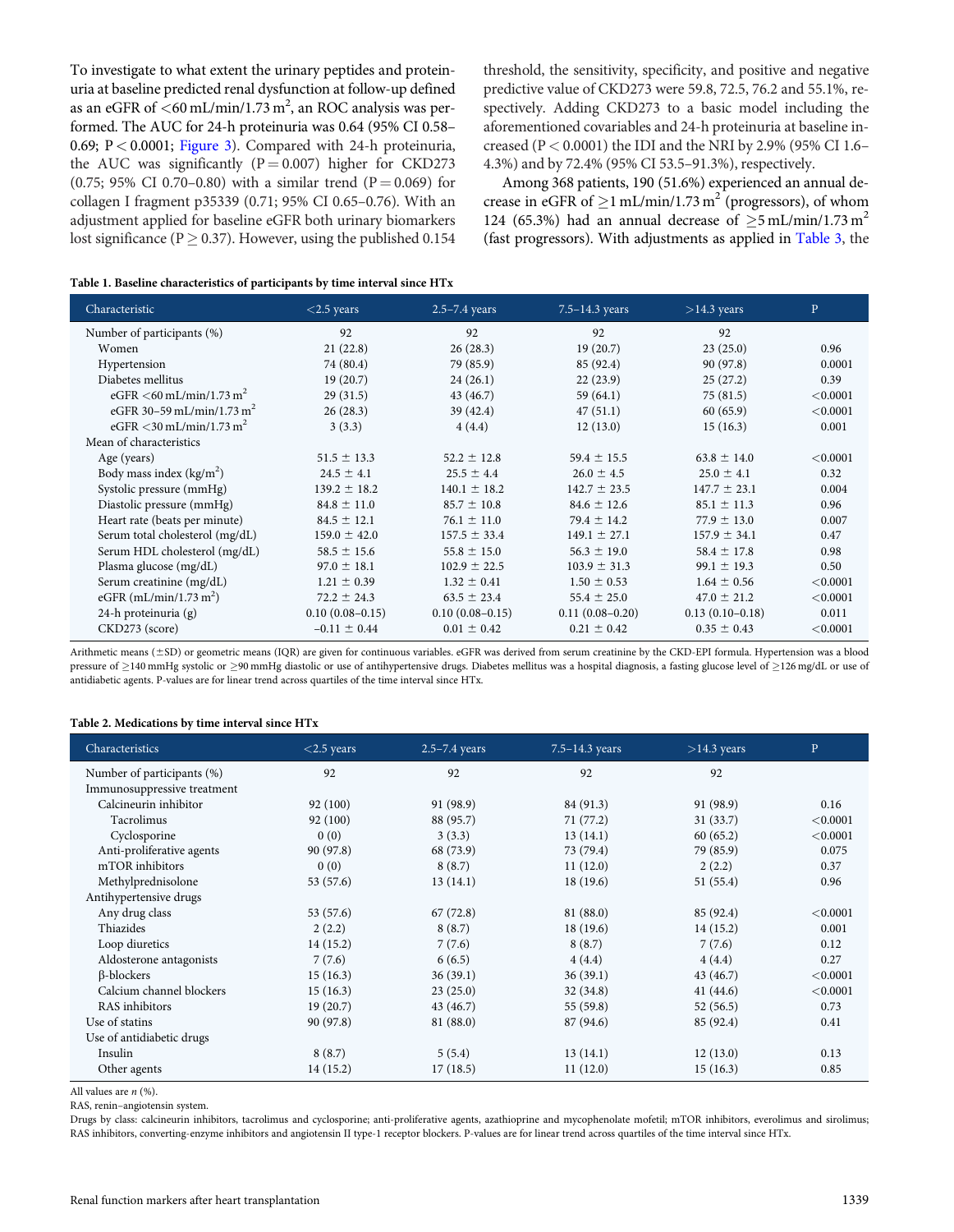To investigate to what extent the urinary peptides and proteinuria at baseline predicted renal dysfunction at follow-up defined as an eGFR of <60 mL/min/1.73 m$^2$, an ROC analysis was performed. The AUC for 24-h proteinuria was 0.64 (95% CI 0.58–0.69; P < 0.0001; Figure 3). Compared with 24-h proteinuria, the AUC was significantly (P = 0.007) higher for CKD273 (0.75; 95% CI 0.70–0.80) with a similar trend (P = 0.069) for collagen I fragment p35339 (0.71; 95% CI 0.65–0.76). With an adjustment applied for baseline eGFR both urinary biomarkers lost significance (P ≥ 0.37). However, using the published 0.154 threshold, the sensitivity, specificity, and positive and negative predictive value of CKD273 were 59.8, 72.5, 76.2 and 55.1%, respectively. Adding CKD273 to a basic model including the aforementioned covariables and 24-h proteinuria at baseline increased (P < 0.0001) the IDI and the NRI by 2.9% (95% CI 1.6–4.3%) and by 72.4% (95% CI 53.5–91.3%), respectively.

Among 368 patients, 190 (51.6%) experienced an annual decrease in eGFR of ≥1 mL/min/1.73 m$^2$ (progressors), of whom 124 (65.3%) had an annual decrease of ≥5 mL/min/1.73 m$^2$ (fast progressors). With adjustments as applied in Table 3, the

**Table 1. Baseline characteristics of participants by time interval since HTx**

| Characteristic | <2.5 years | 2.5–7.4 years | 7.5–14.3 years | >14.3 years | P |
|---|---|---|---|---|---|
| Number of participants (%) | 92 | 92 | 92 | 92 | |
| Women | 21 (22.8) | 26 (28.3) | 19 (20.7) | 23 (25.0) | 0.96 |
| Hypertension | 74 (80.4) | 79 (85.9) | 85 (92.4) | 90 (97.8) | 0.0001 |
| Diabetes mellitus | 19 (20.7) | 24 (26.1) | 22 (23.9) | 25 (27.2) | 0.39 |
| eGFR <60 mL/min/1.73 m$^2$ | 29 (31.5) | 43 (46.7) | 59 (64.1) | 75 (81.5) | <0.0001 |
| eGFR 30–59 mL/min/1.73 m$^2$ | 26 (28.3) | 39 (42.4) | 47 (51.1) | 60 (65.9) | <0.0001 |
| eGFR <30 mL/min/1.73 m$^2$ | 3 (3.3) | 4 (4.4) | 12 (13.0) | 15 (16.3) | 0.001 |
| Mean of characteristics | | | | | |
| Age (years) | 51.5 ± 13.3 | 52.2 ± 12.8 | 59.4 ± 15.5 | 63.8 ± 14.0 | <0.0001 |
| Body mass index (kg/m$^2$) | 24.5 ± 4.1 | 25.5 ± 4.4 | 26.0 ± 4.5 | 25.0 ± 4.1 | 0.32 |
| Systolic pressure (mmHg) | 139.2 ± 18.2 | 140.1 ± 18.2 | 142.7 ± 23.5 | 147.7 ± 23.1 | 0.004 |
| Diastolic pressure (mmHg) | 84.8 ± 11.0 | 85.7 ± 10.8 | 84.6 ± 12.6 | 85.1 ± 11.3 | 0.96 |
| Heart rate (beats per minute) | 84.5 ± 12.1 | 76.1 ± 11.0 | 79.4 ± 14.2 | 77.9 ± 13.0 | 0.007 |
| Serum total cholesterol (mg/dL) | 159.0 ± 42.0 | 157.5 ± 33.4 | 149.1 ± 27.1 | 157.9 ± 34.1 | 0.47 |
| Serum HDL cholesterol (mg/dL) | 58.5 ± 15.6 | 55.8 ± 15.0 | 56.3 ± 19.0 | 58.4 ± 17.8 | 0.98 |
| Plasma glucose (mg/dL) | 97.0 ± 18.1 | 102.9 ± 22.5 | 103.9 ± 31.3 | 99.1 ± 19.3 | 0.50 |
| Serum creatinine (mg/dL) | 1.21 ± 0.39 | 1.32 ± 0.41 | 1.50 ± 0.53 | 1.64 ± 0.56 | <0.0001 |
| eGFR (mL/min/1.73 m$^2$) | 72.2 ± 24.3 | 63.5 ± 23.4 | 55.4 ± 25.0 | 47.0 ± 21.2 | <0.0001 |
| 24-h proteinuria (g) | 0.10 (0.08–0.15) | 0.10 (0.08–0.15) | 0.11 (0.08–0.20) | 0.13 (0.10–0.18) | 0.011 |
| CKD273 (score) | −0.11 ± 0.44 | 0.01 ± 0.42 | 0.21 ± 0.42 | 0.35 ± 0.43 | <0.0001 |

Arithmetic means (±SD) or geometric means (IQR) are given for continuous variables. eGFR was derived from serum creatinine by the CKD-EPI formula. Hypertension was a blood pressure of ≥140 mmHg systolic or ≥90 mmHg diastolic or use of antihypertensive drugs. Diabetes mellitus was a hospital diagnosis, a fasting glucose level of ≥126 mg/dL or use of antidiabetic agents. P-values are for linear trend across quartiles of the time interval since HTx.

**Table 2. Medications by time interval since HTx**

| Characteristics | <2.5 years | 2.5–7.4 years | 7.5–14.3 years | >14.3 years | P |
|---|---|---|---|---|---|
| Number of participants (%) | 92 | 92 | 92 | 92 | |
| Immunosuppressive treatment | | | | | |
| Calcineurin inhibitor | 92 (100) | 91 (98.9) | 84 (91.3) | 91 (98.9) | 0.16 |
| Tacrolimus | 92 (100) | 88 (95.7) | 71 (77.2) | 31 (33.7) | <0.0001 |
| Cyclosporine | 0 (0) | 3 (3.3) | 13 (14.1) | 60 (65.2) | <0.0001 |
| Anti-proliferative agents | 90 (97.8) | 68 (73.9) | 73 (79.4) | 79 (85.9) | 0.075 |
| mTOR inhibitors | 0 (0) | 8 (8.7) | 11 (12.0) | 2 (2.2) | 0.37 |
| Methylprednisolone | 53 (57.6) | 13 (14.1) | 18 (19.6) | 51 (55.4) | 0.96 |
| Antihypertensive drugs | | | | | |
| Any drug class | 53 (57.6) | 67 (72.8) | 81 (88.0) | 85 (92.4) | <0.0001 |
| Thiazides | 2 (2.2) | 8 (8.7) | 18 (19.6) | 14 (15.2) | 0.001 |
| Loop diuretics | 14 (15.2) | 7 (7.6) | 8 (8.7) | 7 (7.6) | 0.12 |
| Aldosterone antagonists | 7 (7.6) | 6 (6.5) | 4 (4.4) | 4 (4.4) | 0.27 |
| β-blockers | 15 (16.3) | 36 (39.1) | 36 (39.1) | 43 (46.7) | <0.0001 |
| Calcium channel blockers | 15 (16.3) | 23 (25.0) | 32 (34.8) | 41 (44.6) | <0.0001 |
| RAS inhibitors | 19 (20.7) | 43 (46.7) | 55 (59.8) | 52 (56.5) | 0.73 |
| Use of statins | 90 (97.8) | 81 (88.0) | 87 (94.6) | 85 (92.4) | 0.41 |
| Use of antidiabetic drugs | | | | | |
| Insulin | 8 (8.7) | 5 (5.4) | 13 (14.1) | 12 (13.0) | 0.13 |
| Other agents | 14 (15.2) | 17 (18.5) | 11 (12.0) | 15 (16.3) | 0.85 |

All values are *n* (%).

RAS, renin–angiotensin system.

Drugs by class: calcineurin inhibitors, tacrolimus and cyclosporine; anti-proliferative agents, azathioprine and mycophenolate mofetil; mTOR inhibitors, everolimus and sirolimus; RAS inhibitors, converting-enzyme inhibitors and angiotensin II type-1 receptor blockers. P-values are for linear trend across quartiles of the time interval since HTx.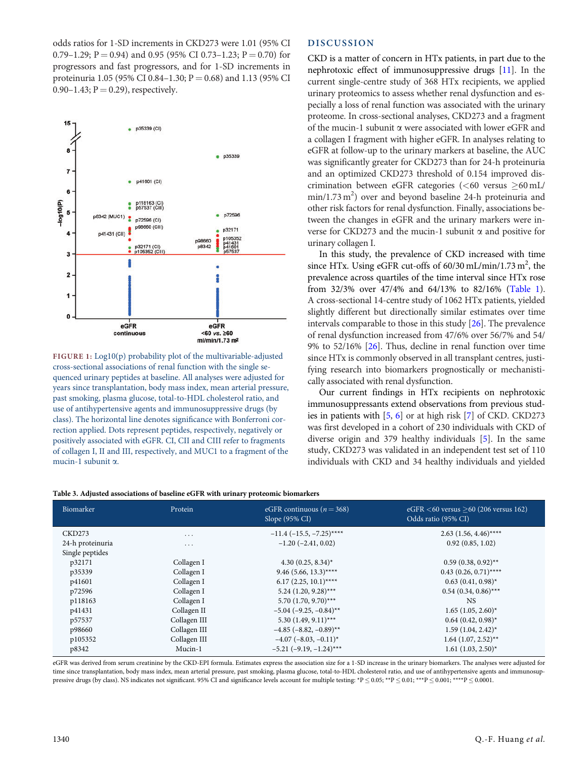odds ratios for 1-SD increments in CKD273 were 1.01 (95% CI 0.79–1.29; P = 0.94) and 0.95 (95% CI 0.73–1.23; P = 0.70) for progressors and fast progressors, and for 1-SD increments in proteinuria 1.05 (95% CI 0.84–1.30; P = 0.68) and 1.13 (95% CI 0.90–1.43; P = 0.29), respectively.

FIGURE 1: Log10(p) probability plot of the multivariable-adjusted cross-sectional associations of renal function with the single sequenced urinary peptides at baseline. All analyses were adjusted for years since transplantation, body mass index, mean arterial pressure, past smoking, plasma glucose, total-to-HDL cholesterol ratio, and use of antihypertensive agents and immunosuppressive drugs (by class). The horizontal line denotes significance with Bonferroni correction applied. Dots represent peptides, respectively, negatively or positively associated with eGFR. CI, CII and CIII refer to fragments of collagen I, II and III, respectively, and MUC1 to a fragment of the mucin-1 subunit α.

## DISCUSSION

CKD is a matter of concern in HTx patients, in part due to the nephrotoxic effect of immunosuppressive drugs [11]. In the current single-centre study of 368 HTx recipients, we applied urinary proteomics to assess whether renal dysfunction and especially a loss of renal function was associated with the urinary proteome. In cross-sectional analyses, CKD273 and a fragment of the mucin-1 subunit α were associated with lower eGFR and a collagen I fragment with higher eGFR. In analyses relating to eGFR at follow-up to the urinary markers at baseline, the AUC was significantly greater for CKD273 than for 24-h proteinuria and an optimized CKD273 threshold of 0.154 improved discrimination between eGFR categories (<60 versus ≥60 mL/min/1.73 m$^2$) over and beyond baseline 24-h proteinuria and other risk factors for renal dysfunction. Finally, associations between the changes in eGFR and the urinary markers were inverse for CKD273 and the mucin-1 subunit α and positive for urinary collagen I.

In this study, the prevalence of CKD increased with time since HTx. Using eGFR cut-offs of 60/30 mL/min/1.73 m$^2$, the prevalence across quartiles of the time interval since HTx rose from 32/3% over 47/4% and 64/13% to 82/16% (Table 1). A cross-sectional 14-centre study of 1062 HTx patients, yielded slightly different but directionally similar estimates over time intervals comparable to those in this study [26]. The prevalence of renal dysfunction increased from 47/6% over 56/7% and 54/9% to 52/16% [26]. Thus, decline in renal function over time since HTx is commonly observed in all transplant centres, justifying research into biomarkers prognostically or mechanistically associated with renal dysfunction.

Our current findings in HTx recipients on nephrotoxic immunosuppressants extend observations from previous studies in patients with [5, 6] or at high risk [7] of CKD. CKD273 was first developed in a cohort of 230 individuals with CKD of diverse origin and 379 healthy individuals [5]. In the same study, CKD273 was validated in an independent test set of 110 individuals with CKD and 34 healthy individuals and yielded

**Table 3. Adjusted associations of baseline eGFR with urinary proteomic biomarkers**

| Biomarker | Protein | eGFR continuous (n = 368) Slope (95% CI) | eGFR <60 versus ≥60 (206 versus 162) Odds ratio (95% CI) |
|---|---|---|---|
| CKD273 | ... | −11.4 (−15.5, −7.25)**** | 2.63 (1.56, 4.46)**** |
| 24-h proteinuria | ... | −1.20 (−2.41, 0.02) | 0.92 (0.85, 1.02) |
| Single peptides | | | |
| p32171 | Collagen I | 4.30 (0.25, 8.34)* | 0.59 (0.38, 0.92)** |
| p35339 | Collagen I | 9.46 (5.66, 13.3)**** | 0.43 (0.26, 0.71)**** |
| p41601 | Collagen I | 6.17 (2.25, 10.1)**** | 0.63 (0.41, 0.98)* |
| p72596 | Collagen I | 5.24 (1.20, 9.28)*** | 0.54 (0.34, 0.86)*** |
| p118163 | Collagen I | 5.70 (1.70, 9.70)*** | NS |
| p41431 | Collagen II | −5.04 (−9.25, −0.84)** | 1.65 (1.05, 2.60)* |
| p57537 | Collagen III | 5.30 (1.49, 9.11)*** | 0.64 (0.42, 0.98)* |
| p98660 | Collagen III | −4.85 (−8.82, −0.89)** | 1.59 (1.04, 2.42)* |
| p105352 | Collagen III | −4.07 (−8.03, −0.11)* | 1.64 (1.07, 2.52)** |
| p8342 | Mucin-1 | −5.21 (−9.19, −1.24)*** | 1.61 (1.03, 2.50)* |

eGFR was derived from serum creatinine by the CKD-EPI formula. Estimates express the association size for a 1-SD increase in the urinary biomarkers. The analyses were adjusted for time since transplantation, body mass index, mean arterial pressure, past smoking, plasma glucose, total-to-HDL cholesterol ratio, and use of antihypertensive agents and immunosuppressive drugs (by class). NS indicates not significant. 95% CI and significance levels account for multiple testing: *P ≤ 0.05; **P ≤ 0.01; ***P ≤ 0.001; ****P ≤ 0.0001.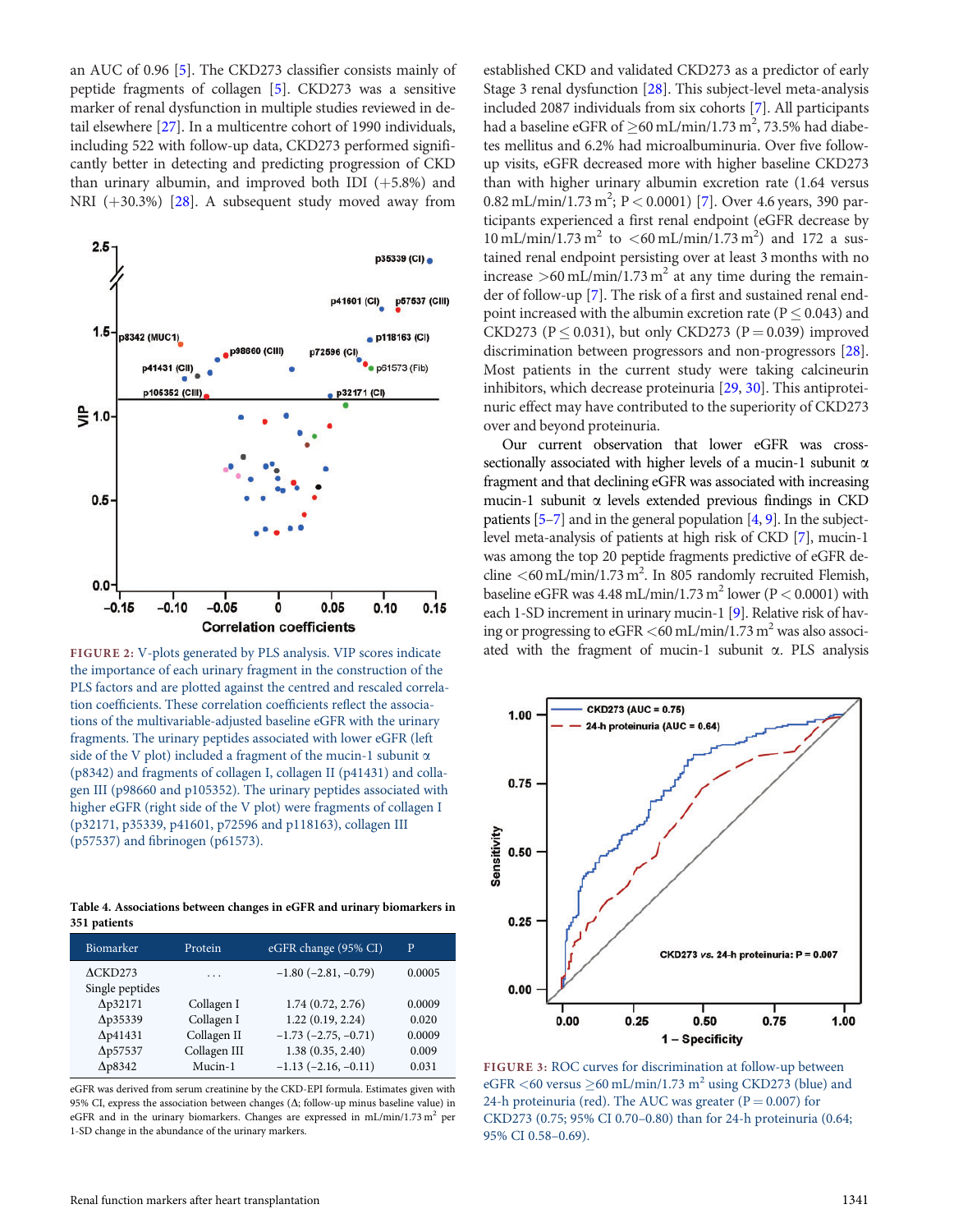an AUC of 0.96 [5]. The CKD273 classifier consists mainly of peptide fragments of collagen [5]. CKD273 was a sensitive marker of renal dysfunction in multiple studies reviewed in detail elsewhere [27]. In a multicentre cohort of 1990 individuals, including 522 with follow-up data, CKD273 performed significantly better in detecting and predicting progression of CKD than urinary albumin, and improved both IDI (+5.8%) and NRI (+30.3%) [28]. A subsequent study moved away from established CKD and validated CKD273 as a predictor of early Stage 3 renal dysfunction [28]. This subject-level meta-analysis included 2087 individuals from six cohorts [7]. All participants had a baseline eGFR of $\geq$60 mL/min/1.73 $m^2$, 73.5% had diabetes mellitus and 6.2% had microalbuminuria. Over five follow-up visits, eGFR decreased more with higher baseline CKD273 than with higher urinary albumin excretion rate (1.64 versus 0.82 mL/min/1.73 $m^2$; $P < 0.0001$) [7]. Over 4.6 years, 390 participants experienced a first renal endpoint (eGFR decrease by 10 mL/min/1.73 $m^2$ to <60 mL/min/1.73 $m^2$) and 172 a sustained renal endpoint persisting over at least 3 months with no increase >60 mL/min/1.73 $m^2$ at any time during the remainder of follow-up [7]. The risk of a first and sustained renal endpoint increased with the albumin excretion rate ($P \leq 0.043$) and CKD273 ($P \leq 0.031$), but only CKD273 ($P = 0.039$) improved discrimination between progressors and non-progressors [28]. Most patients in the current study were taking calcineurin inhibitors, which decrease proteinuria [29, 30]. This antiproteinuric effect may have contributed to the superiority of CKD273 over and beyond proteinuria.

Our current observation that lower eGFR was cross-sectionally associated with higher levels of a mucin-1 subunit α fragment and that declining eGFR was associated with increasing mucin-1 subunit α levels extended previous findings in CKD patients [5–7] and in the general population [4, 9]. In the subject-level meta-analysis of patients at high risk of CKD [7], mucin-1 was among the top 20 peptide fragments predictive of eGFR decline <60 mL/min/1.73 $m^2$. In 805 randomly recruited Flemish, baseline eGFR was 4.48 mL/min/1.73 $m^2$ lower ($P < 0.0001$) with each 1-SD increment in urinary mucin-1 [9]. Relative risk of having or progressing to eGFR <60 mL/min/1.73 $m^2$ was also associated with the fragment of mucin-1 subunit α. PLS analysis

FIGURE 2: V-plots generated by PLS analysis. VIP scores indicate the importance of each urinary fragment in the construction of the PLS factors and are plotted against the centred and rescaled correlation coefficients. These correlation coefficients reflect the associations of the multivariable-adjusted baseline eGFR with the urinary fragments. The urinary peptides associated with lower eGFR (left side of the V plot) included a fragment of the mucin-1 subunit α (p8342) and fragments of collagen I, collagen II (p41431) and collagen III (p98660 and p105352). The urinary peptides associated with higher eGFR (right side of the V plot) were fragments of collagen I (p32171, p35339, p41601, p72596 and p118163), collagen III (p57537) and fibrinogen (p61573).

**Table 4. Associations between changes in eGFR and urinary biomarkers in 351 patients**

| Biomarker | Protein | eGFR change (95% CI) | P |
|---|---|---|---|
| ΔCKD273 | ... | −1.80 (−2.81, −0.79) | 0.0005 |
| Single peptides | | | |
| Δp32171 | Collagen I | 1.74 (0.72, 2.76) | 0.0009 |
| Δp35339 | Collagen I | 1.22 (0.19, 2.24) | 0.020 |
| Δp41431 | Collagen II | −1.73 (−2.75, −0.71) | 0.0009 |
| Δp57537 | Collagen III | 1.38 (0.35, 2.40) | 0.009 |
| Δp8342 | Mucin-1 | −1.13 (−2.16, −0.11) | 0.031 |

eGFR was derived from serum creatinine by the CKD-EPI formula. Estimates given with 95% CI, express the association between changes (Δ; follow-up minus baseline value) in eGFR and in the urinary biomarkers. Changes are expressed in mL/min/1.73 $m^2$ per 1-SD change in the abundance of the urinary markers.

FIGURE 3: ROC curves for discrimination at follow-up between eGFR <60 versus $\geq$60 mL/min/1.73 $m^2$ using CKD273 (blue) and 24-h proteinuria (red). The AUC was greater ($P = 0.007$) for CKD273 (0.75; 95% CI 0.70–0.80) than for 24-h proteinuria (0.64; 95% CI 0.58–0.69).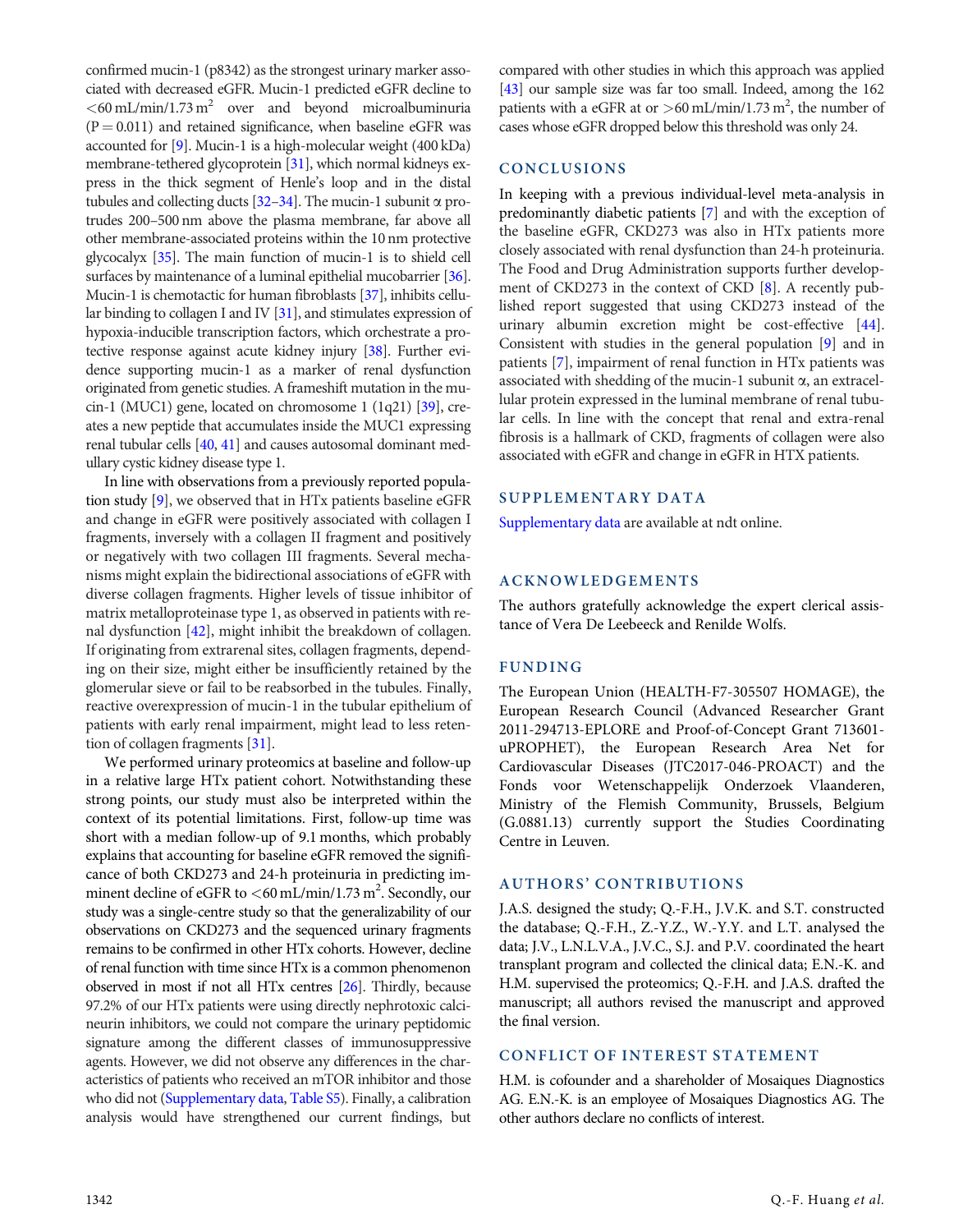confirmed mucin-1 (p8342) as the strongest urinary marker associated with decreased eGFR. Mucin-1 predicted eGFR decline to $<60\,mL/min/1.73\,m^2$ over and beyond microalbuminuria ($P = 0.011$) and retained significance, when baseline eGFR was accounted for [9]. Mucin-1 is a high-molecular weight (400 kDa) membrane-tethered glycoprotein [31], which normal kidneys express in the thick segment of Henle's loop and in the distal tubules and collecting ducts [32–34]. The mucin-1 subunit α protrudes 200–500 nm above the plasma membrane, far above all other membrane-associated proteins within the 10 nm protective glycocalyx [35]. The main function of mucin-1 is to shield cell surfaces by maintenance of a luminal epithelial mucobarrier [36]. Mucin-1 is chemotactic for human fibroblasts [37], inhibits cellular binding to collagen I and IV [31], and stimulates expression of hypoxia-inducible transcription factors, which orchestrate a protective response against acute kidney injury [38]. Further evidence supporting mucin-1 as a marker of renal dysfunction originated from genetic studies. A frameshift mutation in the mucin-1 (MUC1) gene, located on chromosome 1 (1q21) [39], creates a new peptide that accumulates inside the MUC1 expressing renal tubular cells [40, 41] and causes autosomal dominant medullary cystic kidney disease type 1.

In line with observations from a previously reported population study [9], we observed that in HTx patients baseline eGFR and change in eGFR were positively associated with collagen I fragments, inversely with a collagen II fragment and positively or negatively with two collagen III fragments. Several mechanisms might explain the bidirectional associations of eGFR with diverse collagen fragments. Higher levels of tissue inhibitor of matrix metalloproteinase type 1, as observed in patients with renal dysfunction [42], might inhibit the breakdown of collagen. If originating from extrarenal sites, collagen fragments, depending on their size, might either be insufficiently retained by the glomerular sieve or fail to be reabsorbed in the tubules. Finally, reactive overexpression of mucin-1 in the tubular epithelium of patients with early renal impairment, might lead to less retention of collagen fragments [31].

We performed urinary proteomics at baseline and follow-up in a relative large HTx patient cohort. Notwithstanding these strong points, our study must also be interpreted within the context of its potential limitations. First, follow-up time was short with a median follow-up of 9.1 months, which probably explains that accounting for baseline eGFR removed the significance of both CKD273 and 24-h proteinuria in predicting imminent decline of eGFR to $<60\,mL/min/1.73\,m^2$. Secondly, our study was a single-centre study so that the generalizability of our observations on CKD273 and the sequenced urinary fragments remains to be confirmed in other HTx cohorts. However, decline of renal function with time since HTx is a common phenomenon observed in most if not all HTx centres [26]. Thirdly, because 97.2% of our HTx patients were using directly nephrotoxic calcineurin inhibitors, we could not compare the urinary peptidomic signature among the different classes of immunosuppressive agents. However, we did not observe any differences in the characteristics of patients who received an mTOR inhibitor and those who did not (Supplementary data, Table S5). Finally, a calibration analysis would have strengthened our current findings, but compared with other studies in which this approach was applied [43] our sample size was far too small. Indeed, among the 162 patients with a eGFR at or $>60\,mL/min/1.73\,m^2$, the number of cases whose eGFR dropped below this threshold was only 24.

## CONCLUSIONS

In keeping with a previous individual-level meta-analysis in predominantly diabetic patients [7] and with the exception of the baseline eGFR, CKD273 was also in HTx patients more closely associated with renal dysfunction than 24-h proteinuria. The Food and Drug Administration supports further development of CKD273 in the context of CKD [8]. A recently published report suggested that using CKD273 instead of the urinary albumin excretion might be cost-effective [44]. Consistent with studies in the general population [9] and in patients [7], impairment of renal function in HTx patients was associated with shedding of the mucin-1 subunit α, an extracellular protein expressed in the luminal membrane of renal tubular cells. In line with the concept that renal and extra-renal fibrosis is a hallmark of CKD, fragments of collagen were also associated with eGFR and change in eGFR in HTX patients.

## SUPPLEMENTARY DATA

Supplementary data are available at ndt online.

## ACKNOWLEDGEMENTS

The authors gratefully acknowledge the expert clerical assistance of Vera De Leebeeck and Renilde Wolfs.

## FUNDING

The European Union (HEALTH-F7-305507 HOMAGE), the European Research Council (Advanced Researcher Grant 2011-294713-EPLORE and Proof-of-Concept Grant 713601-uPROPHET), the European Research Area Net for Cardiovascular Diseases (JTC2017-046-PROACT) and the Fonds voor Wetenschappelijk Onderzoek Vlaanderen, Ministry of the Flemish Community, Brussels, Belgium (G.0881.13) currently support the Studies Coordinating Centre in Leuven.

## AUTHORS' CONTRIBUTIONS

J.A.S. designed the study; Q.-F.H., J.V.K. and S.T. constructed the database; Q.-F.H., Z.-Y.Z., W.-Y.Y. and L.T. analysed the data; J.V., L.N.L.V.A., J.V.C., S.J. and P.V. coordinated the heart transplant program and collected the clinical data; E.N.-K. and H.M. supervised the proteomics; Q.-F.H. and J.A.S. drafted the manuscript; all authors revised the manuscript and approved the final version.

## CONFLICT OF INTEREST STATEMENT

H.M. is cofounder and a shareholder of Mosaiques Diagnostics AG. E.N.-K. is an employee of Mosaiques Diagnostics AG. The other authors declare no conflicts of interest.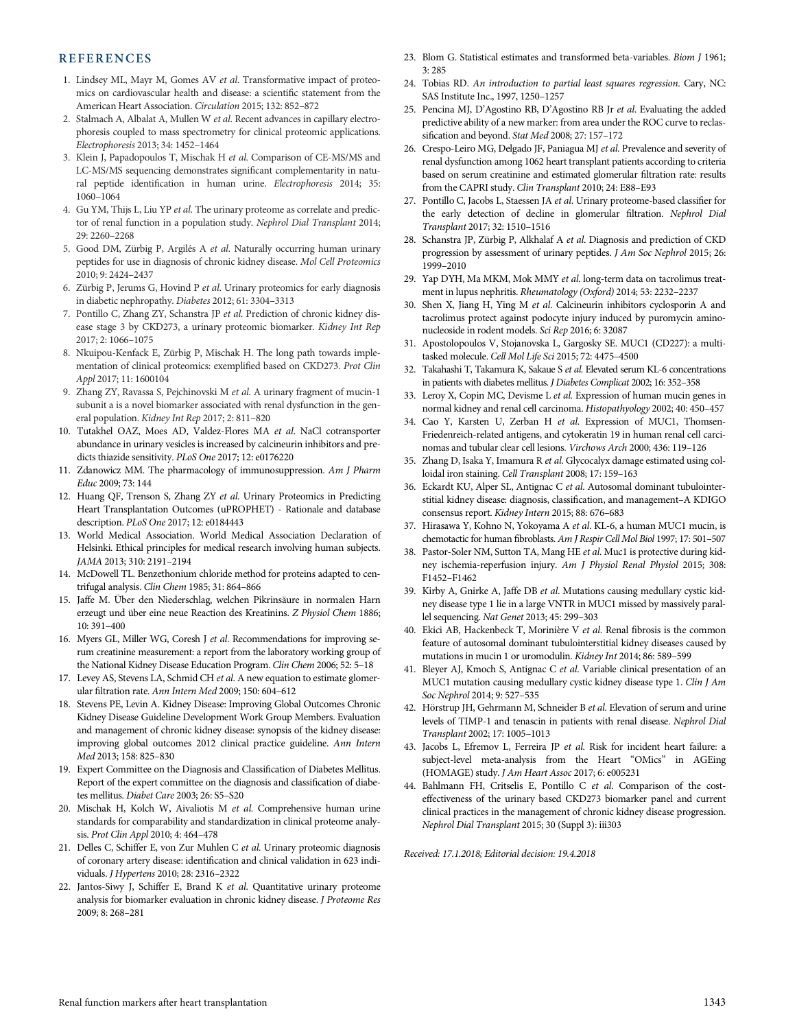## REFERENCES

1. Lindsey ML, Mayr M, Gomes AV *et al.* Transformative impact of proteomics on cardiovascular health and disease: a scientific statement from the American Heart Association. *Circulation* 2015; 132: 852–872
2. Stalmach A, Albalat A, Mullen W *et al.* Recent advances in capillary electrophoresis coupled to mass spectrometry for clinical proteomic applications. *Electrophoresis* 2013; 34: 1452–1464
3. Klein J, Papadopoulos T, Mischak H *et al.* Comparison of CE-MS/MS and LC-MS/MS sequencing demonstrates significant complementarity in natural peptide identification in human urine. *Electrophoresis* 2014; 35: 1060–1064
4. Gu YM, Thijs L, Liu YP *et al.* The urinary proteome as correlate and predictor of renal function in a population study. *Nephrol Dial Transplant* 2014; 29: 2260–2268
5. Good DM, Zürbig P, Argilés A *et al.* Naturally occurring human urinary peptides for use in diagnosis of chronic kidney disease. *Mol Cell Proteomics* 2010; 9: 2424–2437
6. Zürbig P, Jerums G, Hovind P *et al.* Urinary proteomics for early diagnosis in diabetic nephropathy. *Diabetes* 2012; 61: 3304–3313
7. Pontillo C, Zhang ZY, Schanstra JP *et al.* Prediction of chronic kidney disease stage 3 by CKD273, a urinary proteomic biomarker. *Kidney Int Rep* 2017; 2: 1066–1075
8. Nkuipou-Kenfack E, Zürbig P, Mischak H. The long path towards implementation of clinical proteomics: exemplified based on CKD273. *Prot Clin Appl* 2017; 11: 1600104
9. Zhang ZY, Ravassa S, Pejchinovski M *et al.* A urinary fragment of mucin-1 subunit a is a novel biomarker associated with renal dysfunction in the general population. *Kidney Int Rep* 2017; 2: 811–820
10. Tutakhel OAZ, Moes AD, Valdez-Flores MA *et al.* NaCl cotransporter abundance in urinary vesicles is increased by calcineurin inhibitors and predicts thiazide sensitivity. *PLoS One* 2017; 12: e0176220
11. Zdanowicz MM. The pharmacology of immunosuppression. *Am J Pharm Educ* 2009; 73: 144
12. Huang QF, Trenson S, Zhang ZY *et al.* Urinary Proteomics in Predicting Heart Transplantation Outcomes (uPROPHET) - Rationale and database description. *PLoS One* 2017; 12: e0184443
13. World Medical Association. World Medical Association Declaration of Helsinki. Ethical principles for medical research involving human subjects. *JAMA* 2013; 310: 2191–2194
14. McDowell TL. Benzethonium chloride method for proteins adapted to centrifugal analysis. *Clin Chem* 1985; 31: 864–866
15. Jaffe M. Über den Niederschlag, welchen Pikrinsäure in normalen Harn erzeugt und über eine neue Reaction des Kreatinins. *Z Physiol Chem* 1886; 10: 391–400
16. Myers GL, Miller WG, Coresh J *et al.* Recommendations for improving serum creatinine measurement: a report from the laboratory working group of the National Kidney Disease Education Program. *Clin Chem* 2006; 52: 5–18
17. Levey AS, Stevens LA, Schmid CH *et al.* A new equation to estimate glomerular filtration rate. *Ann Intern Med* 2009; 150: 604–612
18. Stevens PE, Levin A. Kidney Disease: Improving Global Outcomes Chronic Kidney Disease Guideline Development Work Group Members. Evaluation and management of chronic kidney disease: synopsis of the kidney disease: improving global outcomes 2012 clinical practice guideline. *Ann Intern Med* 2013; 158: 825–830
19. Expert Committee on the Diagnosis and Classification of Diabetes Mellitus. Report of the expert committee on the diagnosis and classification of diabetes mellitus. *Diabet Care* 2003; 26: S5–S20
20. Mischak H, Kolch W, Aivaliotis M *et al.* Comprehensive human urine standards for comparability and standardization in clinical proteome analysis. *Prot Clin Appl* 2010; 4: 464–478
21. Delles C, Schiffer E, von Zur Muhlen C *et al.* Urinary proteomic diagnosis of coronary artery disease: identification and clinical validation in 623 individuals. *J Hypertens* 2010; 28: 2316–2322
22. Jantos-Siwy J, Schiffer E, Brand K *et al.* Quantitative urinary proteome analysis for biomarker evaluation in chronic kidney disease. *J Proteome Res* 2009; 8: 268–281
23. Blom G. Statistical estimates and transformed beta-variables. *Biom J* 1961; 3: 285
24. Tobias RD. *An introduction to partial least squares regression.* Cary, NC: SAS Institute Inc., 1997, 1250–1257
25. Pencina MJ, D'Agostino RB, D'Agostino RB Jr *et al.* Evaluating the added predictive ability of a new marker: from area under the ROC curve to reclassification and beyond. *Stat Med* 2008; 27: 157–172
26. Crespo-Leiro MG, Delgado JF, Paniagua MJ *et al.* Prevalence and severity of renal dysfunction among 1062 heart transplant patients according to criteria based on serum creatinine and estimated glomerular filtration rate: results from the CAPRI study. *Clin Transplant* 2010; 24: E88–E93
27. Pontillo C, Jacobs L, Staessen JA *et al.* Urinary proteome-based classifier for the early detection of decline in glomerular filtration. *Nephrol Dial Transplant* 2017; 32: 1510–1516
28. Schanstra JP, Zürbig P, Alkhalaf A *et al.* Diagnosis and prediction of CKD progression by assessment of urinary peptides. *J Am Soc Nephrol* 2015; 26: 1999–2010
29. Yap DYH, Ma MKM, Mok MMY *et al.* long-term data on tacrolimus treatment in lupus nephritis. *Rheumatology (Oxford)* 2014; 53: 2232–2237
30. Shen X, Jiang H, Ying M *et al.* Calcineurin inhibitors cyclosporin A and tacrolimus protect against podocyte injury induced by puromycin aminonucleoside in rodent models. *Sci Rep* 2016; 6: 32087
31. Apostolopoulos V, Stojanovska L, Gargosky SE. MUC1 (CD227): a multi-tasked molecule. *Cell Mol Life Sci* 2015; 72: 4475–4500
32. Takahashi T, Takamura K, Sakaue S *et al.* Elevated serum KL-6 concentrations in patients with diabetes mellitus. *J Diabetes Complicat* 2002; 16: 352–358
33. Leroy X, Copin MC, Devisme L *et al.* Expression of human mucin genes in normal kidney and renal cell carcinoma. *Histopathyology* 2002; 40: 450–457
34. Cao Y, Karsten U, Zerban H *et al.* Expression of MUC1, Thomsen-Friedenreich-related antigens, and cytokeratin 19 in human renal cell carcinomas and tubular clear cell lesions. *Virchows Arch* 2000; 436: 119–126
35. Zhang D, Isaka Y, Imamura R *et al.* Glycocalyx damage estimated using colloidal iron staining. *Cell Transplant* 2008; 17: 159–163
36. Eckardt KU, Alper SL, Antignac C *et al.* Autosomal dominant tubulointerstitial kidney disease: diagnosis, classification, and management–A KDIGO consensus report. *Kidney Intern* 2015; 88: 676–683
37. Hirasawa Y, Kohno N, Yokoyama A *et al.* KL-6, a human MUC1 mucin, is chemotactic for human fibroblasts. *Am J Respir Cell Mol Biol* 1997; 17: 501–507
38. Pastor-Soler NM, Sutton TA, Mang HE *et al.* Muc1 is protective during kidney ischemia-reperfusion injury. *Am J Physiol Renal Physiol* 2015; 308: F1452–F1462
39. Kirby A, Gnirke A, Jaffe DB *et al.* Mutations causing medullary cystic kidney disease type 1 lie in a large VNTR in MUC1 missed by massively parallel sequencing. *Nat Genet* 2013; 45: 299–303
40. Ekici AB, Hackenbeck T, Morinière V *et al.* Renal fibrosis is the common feature of autosomal dominant tubulointerstitial kidney diseases caused by mutations in mucin 1 or uromodulin. *Kidney Int* 2014; 86: 589–599
41. Bleyer AJ, Kmoch S, Antignac C *et al.* Variable clinical presentation of an MUC1 mutation causing medullary cystic kidney disease type 1. *Clin J Am Soc Nephrol* 2014; 9: 527–535
42. Hörstrup JH, Gehrmann M, Schneider B *et al.* Elevation of serum and urine levels of TIMP-1 and tenascin in patients with renal disease. *Nephrol Dial Transplant* 2002; 17: 1005–1013
43. Jacobs L, Efremov L, Ferreira JP *et al.* Risk for incident heart failure: a subject-level meta-analysis from the Heart "OMics" in AGEing (HOMAGE) study. *J Am Heart Assoc* 2017; 6: e005231
44. Bahlmann FH, Critselis E, Pontillo C *et al.* Comparison of the cost-effectiveness of the urinary based CKD273 biomarker panel and current clinical practices in the management of chronic kidney disease progression. *Nephrol Dial Transplant* 2015; 30 (Suppl 3): iii303

*Received: 17.1.2018; Editorial decision: 19.4.2018*